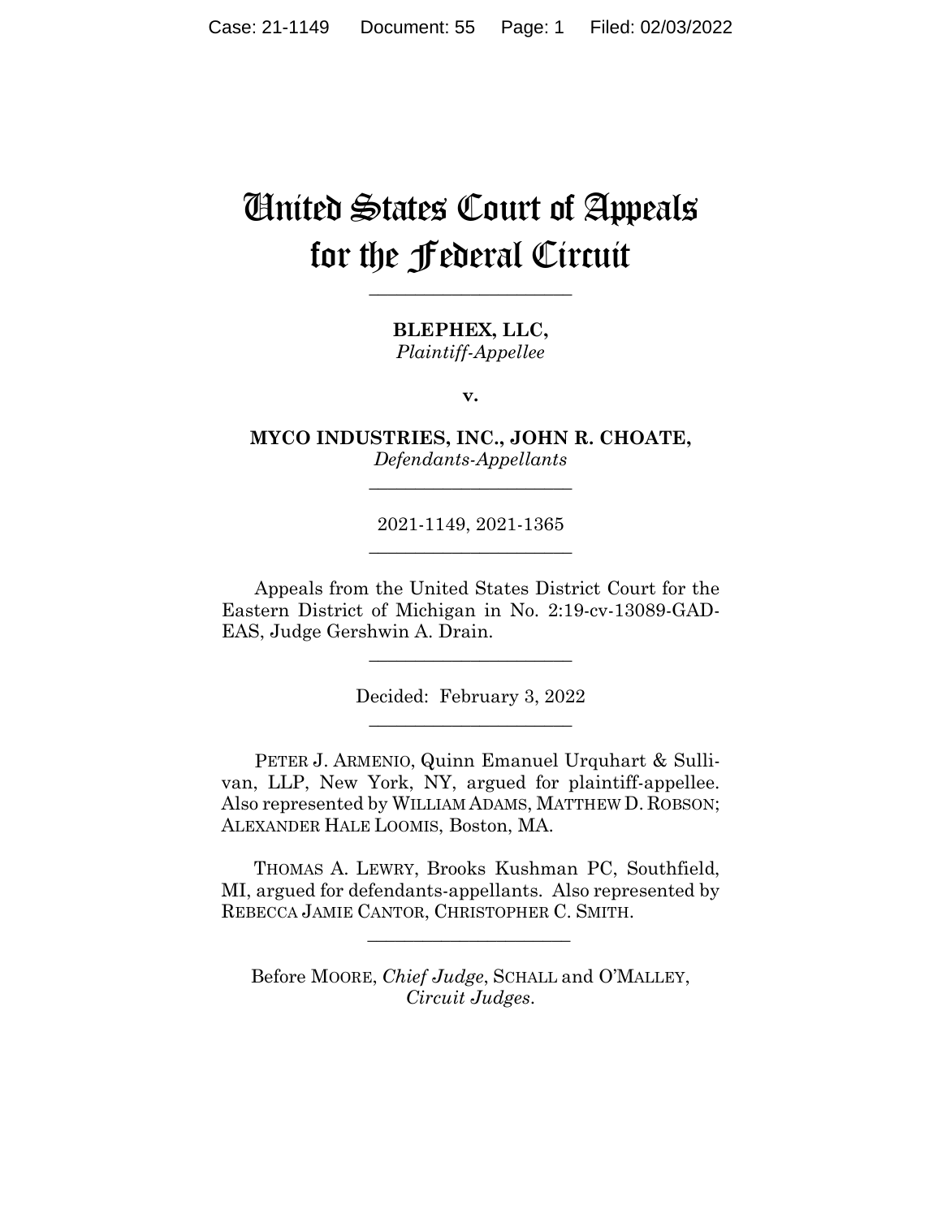# United States Court of Appeals for the Federal Circuit

______________________

**BLEPHEX, LLC,**
*Plaintiff-Appellee*

**v.**

**MYCO INDUSTRIES, INC., JOHN R. CHOATE,**
*Defendants-Appellants*

______________________

2021-1149, 2021-1365

______________________

Appeals from the United States District Court for the Eastern District of Michigan in No. 2:19-cv-13089-GAD-EAS, Judge Gershwin A. Drain.

______________________

Decided: February 3, 2022

______________________

PETER J. ARMENIO, Quinn Emanuel Urquhart & Sullivan, LLP, New York, NY, argued for plaintiff-appellee. Also represented by WILLIAM ADAMS, MATTHEW D. ROBSON; ALEXANDER HALE LOOMIS, Boston, MA.

THOMAS A. LEWRY, Brooks Kushman PC, Southfield, MI, argued for defendants-appellants. Also represented by REBECCA JAMIE CANTOR, CHRISTOPHER C. SMITH.

______________________

Before MOORE, *Chief Judge*, SCHALL and O'MALLEY, *Circuit Judges*.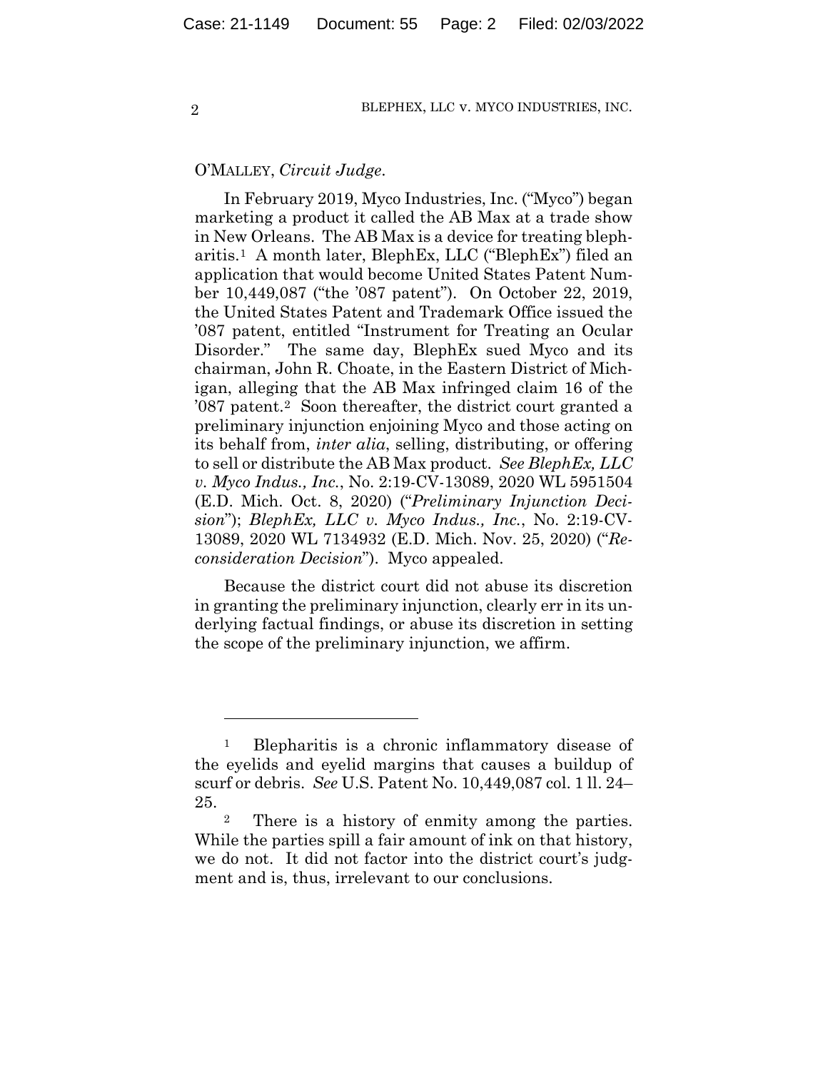O'MALLEY, *Circuit Judge*.

In February 2019, Myco Industries, Inc. ("Myco") began marketing a product it called the AB Max at a trade show in New Orleans. The AB Max is a device for treating blepharitis.[1] A month later, BlephEx, LLC ("BlephEx") filed an application that would become United States Patent Number 10,449,087 ("the '087 patent"). On October 22, 2019, the United States Patent and Trademark Office issued the '087 patent, entitled "Instrument for Treating an Ocular Disorder." The same day, BlephEx sued Myco and its chairman, John R. Choate, in the Eastern District of Michigan, alleging that the AB Max infringed claim 16 of the '087 patent.[2] Soon thereafter, the district court granted a preliminary injunction enjoining Myco and those acting on its behalf from, *inter alia*, selling, distributing, or offering to sell or distribute the AB Max product. *See BlephEx, LLC v. Myco Indus., Inc.*, No. 2:19-CV-13089, 2020 WL 5951504 (E.D. Mich. Oct. 8, 2020) ("*Preliminary Injunction Decision*"); *BlephEx, LLC v. Myco Indus., Inc.*, No. 2:19-CV-13089, 2020 WL 7134932 (E.D. Mich. Nov. 25, 2020) ("*Reconsideration Decision*"). Myco appealed.

Because the district court did not abuse its discretion in granting the preliminary injunction, clearly err in its underlying factual findings, or abuse its discretion in setting the scope of the preliminary injunction, we affirm.

---

[1] Blepharitis is a chronic inflammatory disease of the eyelids and eyelid margins that causes a buildup of scurf or debris. *See* U.S. Patent No. 10,449,087 col. 1 ll. 24–25.

[2] There is a history of enmity among the parties. While the parties spill a fair amount of ink on that history, we do not. It did not factor into the district court's judgment and is, thus, irrelevant to our conclusions.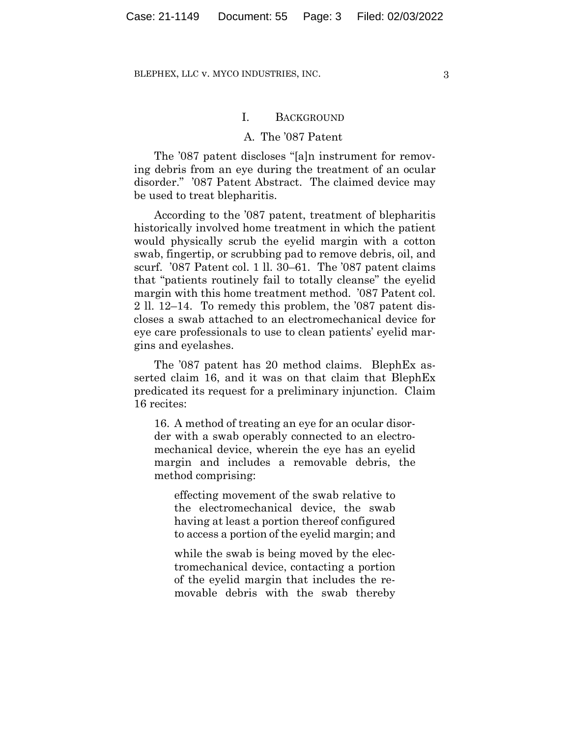## I. BACKGROUND

### A. The ’087 Patent

The ’087 patent discloses “[a]n instrument for removing debris from an eye during the treatment of an ocular disorder.” ’087 Patent Abstract. The claimed device may be used to treat blepharitis.

According to the ’087 patent, treatment of blepharitis historically involved home treatment in which the patient would physically scrub the eyelid margin with a cotton swab, fingertip, or scrubbing pad to remove debris, oil, and scurf. ’087 Patent col. 1 ll. 30–61. The ’087 patent claims that “patients routinely fail to totally cleanse” the eyelid margin with this home treatment method. ’087 Patent col. 2 ll. 12–14. To remedy this problem, the ’087 patent discloses a swab attached to an electromechanical device for eye care professionals to use to clean patients’ eyelid margins and eyelashes.

The ’087 patent has 20 method claims. BlephEx asserted claim 16, and it was on that claim that BlephEx predicated its request for a preliminary injunction. Claim 16 recites:

> 16. A method of treating an eye for an ocular disorder with a swab operably connected to an electromechanical device, wherein the eye has an eyelid margin and includes a removable debris, the method comprising:
>
> > effecting movement of the swab relative to the electromechanical device, the swab having at least a portion thereof configured to access a portion of the eyelid margin; and
> >
> > while the swab is being moved by the electromechanical device, contacting a portion of the eyelid margin that includes the removable debris with the swab thereby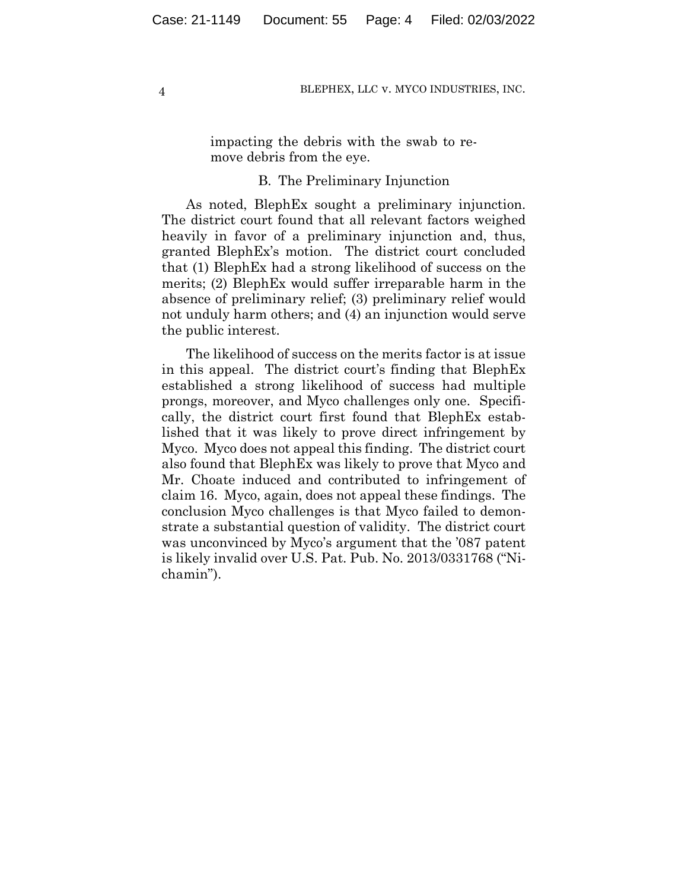impacting the debris with the swab to remove debris from the eye.

### B. The Preliminary Injunction

As noted, BlephEx sought a preliminary injunction. The district court found that all relevant factors weighed heavily in favor of a preliminary injunction and, thus, granted BlephEx's motion. The district court concluded that (1) BlephEx had a strong likelihood of success on the merits; (2) BlephEx would suffer irreparable harm in the absence of preliminary relief; (3) preliminary relief would not unduly harm others; and (4) an injunction would serve the public interest.

The likelihood of success on the merits factor is at issue in this appeal. The district court's finding that BlephEx established a strong likelihood of success had multiple prongs, moreover, and Myco challenges only one. Specifically, the district court first found that BlephEx established that it was likely to prove direct infringement by Myco. Myco does not appeal this finding. The district court also found that BlephEx was likely to prove that Myco and Mr. Choate induced and contributed to infringement of claim 16. Myco, again, does not appeal these findings. The conclusion Myco challenges is that Myco failed to demonstrate a substantial question of validity. The district court was unconvinced by Myco's argument that the '087 patent is likely invalid over U.S. Pat. Pub. No. 2013/0331768 ("Nichamin").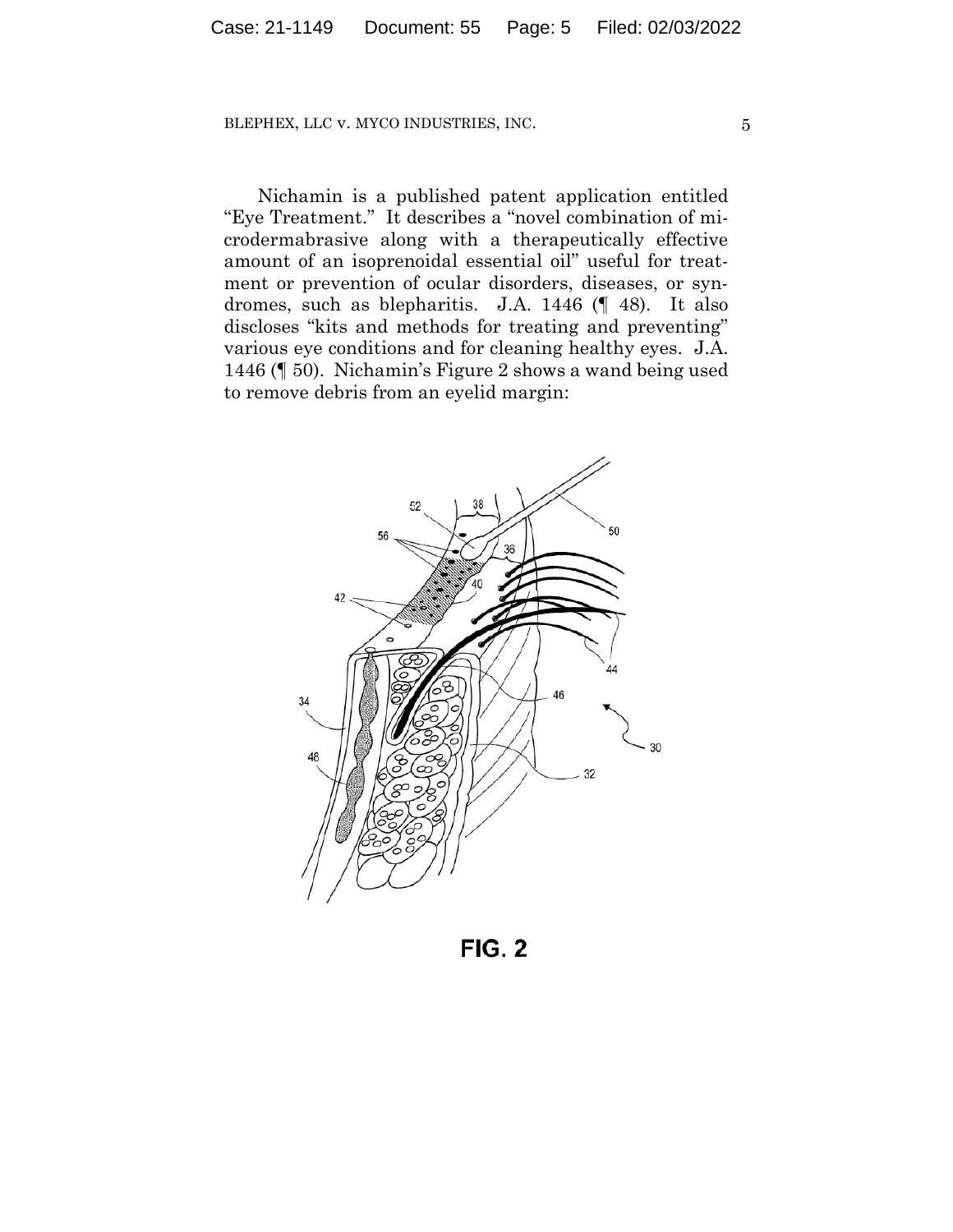Nichamin is a published patent application entitled "Eye Treatment." It describes a "novel combination of microdermabrasive along with a therapeutically effective amount of an isoprenoidal essential oil" useful for treatment or prevention of ocular disorders, diseases, or syndromes, such as blepharitis. J.A. 1446 (¶ 48). It also discloses "kits and methods for treating and preventing" various eye conditions and for cleaning healthy eyes. J.A. 1446 (¶ 50). Nichamin's Figure 2 shows a wand being used to remove debris from an eyelid margin:

FIG. 2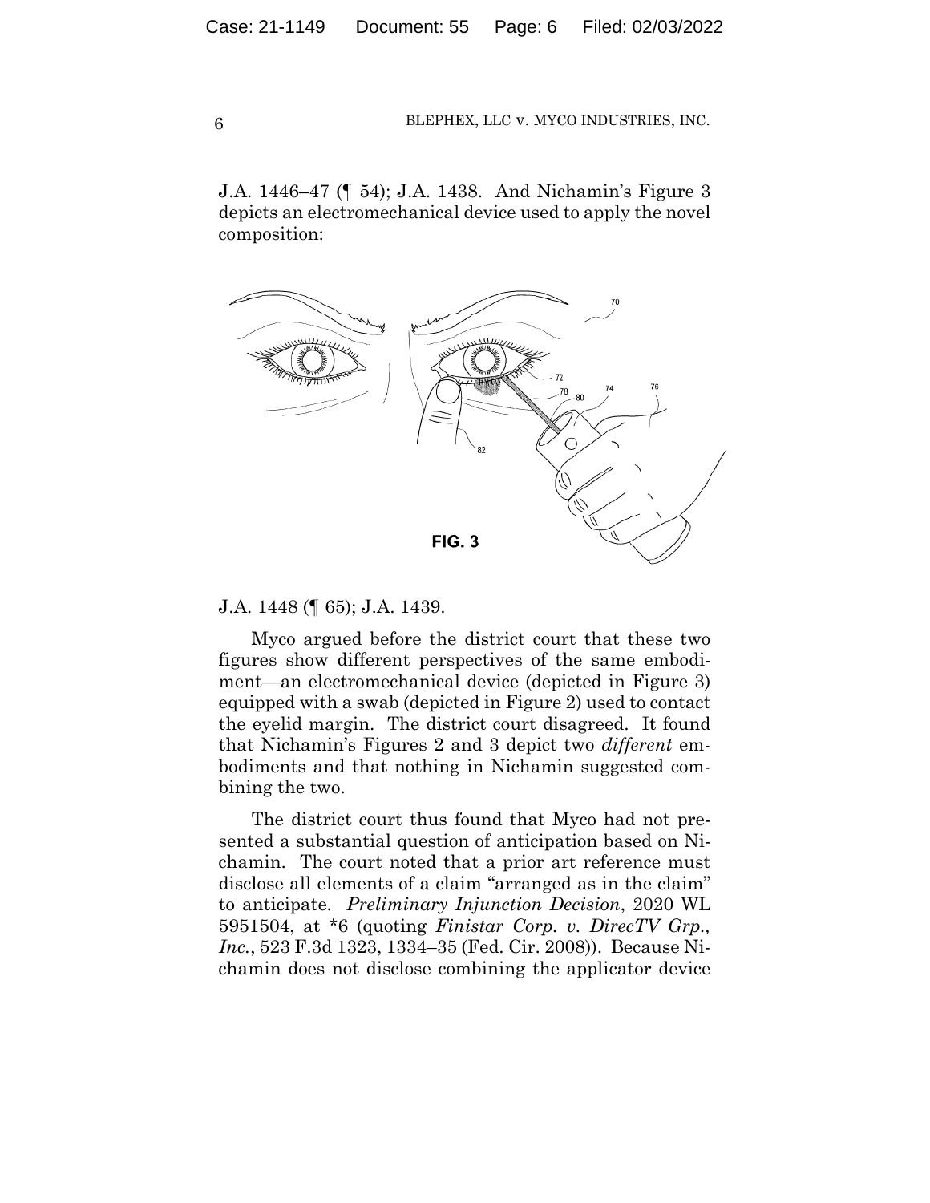J.A. 1446–47 (¶ 54); J.A. 1438. And Nichamin's Figure 3 depicts an electromechanical device used to apply the novel composition:

FIG. 3

J.A. 1448 (¶ 65); J.A. 1439.

Myco argued before the district court that these two figures show different perspectives of the same embodiment—an electromechanical device (depicted in Figure 3) equipped with a swab (depicted in Figure 2) used to contact the eyelid margin. The district court disagreed. It found that Nichamin's Figures 2 and 3 depict two *different* embodiments and that nothing in Nichamin suggested combining the two.

The district court thus found that Myco had not presented a substantial question of anticipation based on Nichamin. The court noted that a prior art reference must disclose all elements of a claim "arranged as in the claim" to anticipate. *Preliminary Injunction Decision*, 2020 WL 5951504, at *6 (quoting *Finistar Corp. v. DirecTV Grp., Inc.*, 523 F.3d 1323, 1334–35 (Fed. Cir. 2008)). Because Nichamin does not disclose combining the applicator device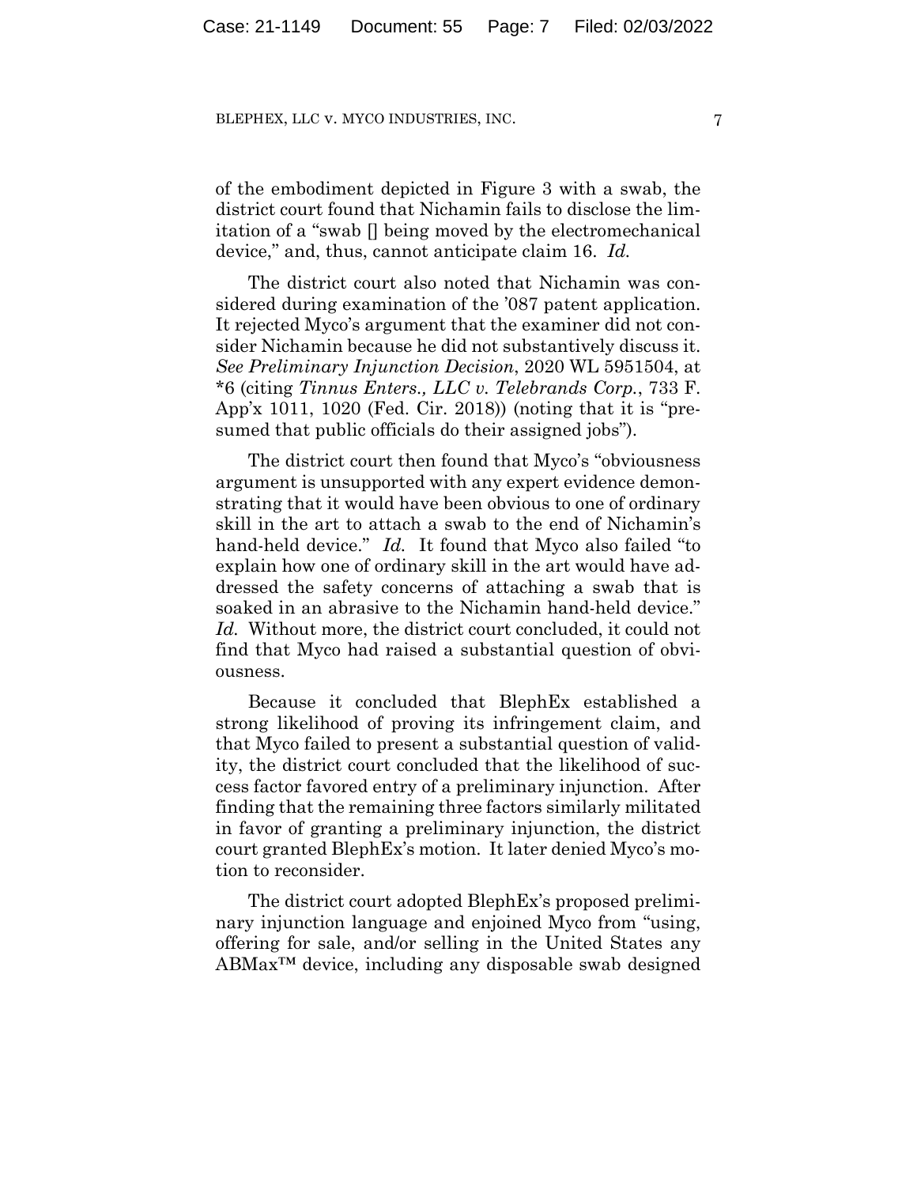of the embodiment depicted in Figure 3 with a swab, the district court found that Nichamin fails to disclose the limitation of a "swab [] being moved by the electromechanical device," and, thus, cannot anticipate claim 16. *Id.*

The district court also noted that Nichamin was considered during examination of the '087 patent application. It rejected Myco's argument that the examiner did not consider Nichamin because he did not substantively discuss it. *See Preliminary Injunction Decision*, 2020 WL 5951504, at *6 (citing *Tinnus Enters., LLC v. Telebrands Corp.*, 733 F. App'x 1011, 1020 (Fed. Cir. 2018)) (noting that it is "presumed that public officials do their assigned jobs").

The district court then found that Myco's "obviousness argument is unsupported with any expert evidence demonstrating that it would have been obvious to one of ordinary skill in the art to attach a swab to the end of Nichamin's hand-held device." *Id.* It found that Myco also failed "to explain how one of ordinary skill in the art would have addressed the safety concerns of attaching a swab that is soaked in an abrasive to the Nichamin hand-held device." *Id.* Without more, the district court concluded, it could not find that Myco had raised a substantial question of obviousness.

Because it concluded that BlephEx established a strong likelihood of proving its infringement claim, and that Myco failed to present a substantial question of validity, the district court concluded that the likelihood of success factor favored entry of a preliminary injunction. After finding that the remaining three factors similarly militated in favor of granting a preliminary injunction, the district court granted BlephEx's motion. It later denied Myco's motion to reconsider.

The district court adopted BlephEx's proposed preliminary injunction language and enjoined Myco from "using, offering for sale, and/or selling in the United States any ABMax™ device, including any disposable swab designed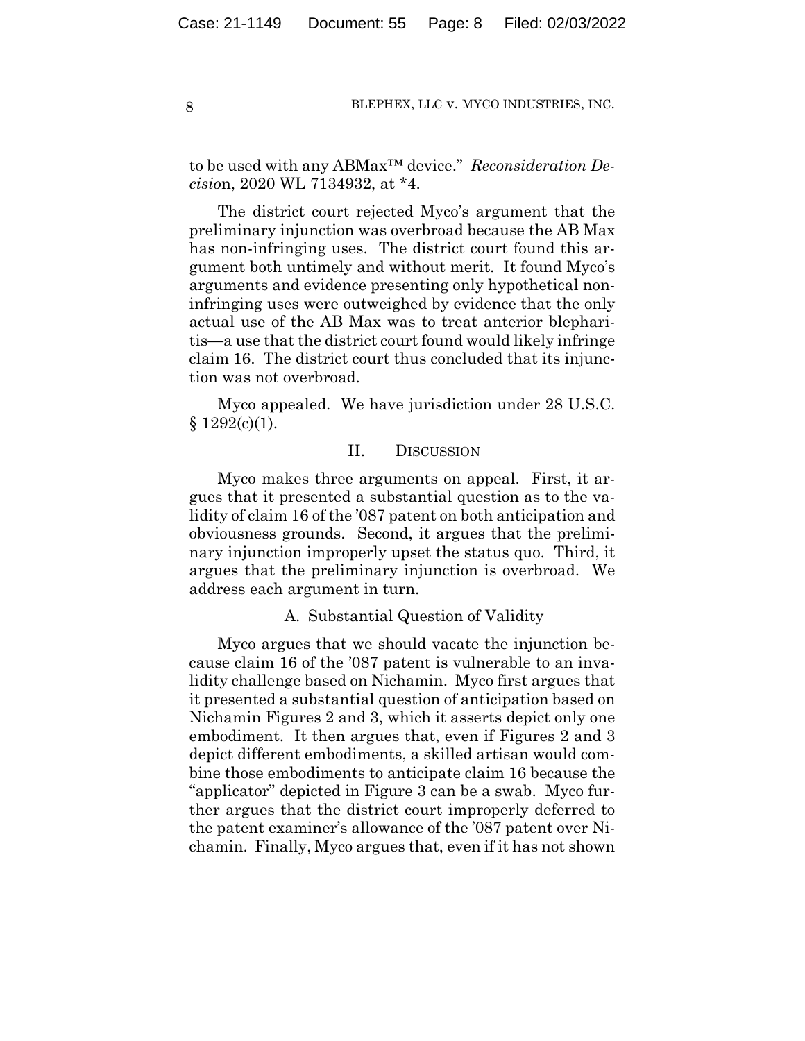to be used with any ABMax™ device." *Reconsideration Decision*, 2020 WL 7134932, at *4.

The district court rejected Myco's argument that the preliminary injunction was overbroad because the AB Max has non-infringing uses. The district court found this argument both untimely and without merit. It found Myco's arguments and evidence presenting only hypothetical non-infringing uses were outweighed by evidence that the only actual use of the AB Max was to treat anterior blepharitis—a use that the district court found would likely infringe claim 16. The district court thus concluded that its injunction was not overbroad.

Myco appealed. We have jurisdiction under 28 U.S.C. § 1292(c)(1).

## II. DISCUSSION

Myco makes three arguments on appeal. First, it argues that it presented a substantial question as to the validity of claim 16 of the '087 patent on both anticipation and obviousness grounds. Second, it argues that the preliminary injunction improperly upset the status quo. Third, it argues that the preliminary injunction is overbroad. We address each argument in turn.

### A. Substantial Question of Validity

Myco argues that we should vacate the injunction because claim 16 of the '087 patent is vulnerable to an invalidity challenge based on Nichamin. Myco first argues that it presented a substantial question of anticipation based on Nichamin Figures 2 and 3, which it asserts depict only one embodiment. It then argues that, even if Figures 2 and 3 depict different embodiments, a skilled artisan would combine those embodiments to anticipate claim 16 because the "applicator" depicted in Figure 3 can be a swab. Myco further argues that the district court improperly deferred to the patent examiner's allowance of the '087 patent over Nichamin. Finally, Myco argues that, even if it has not shown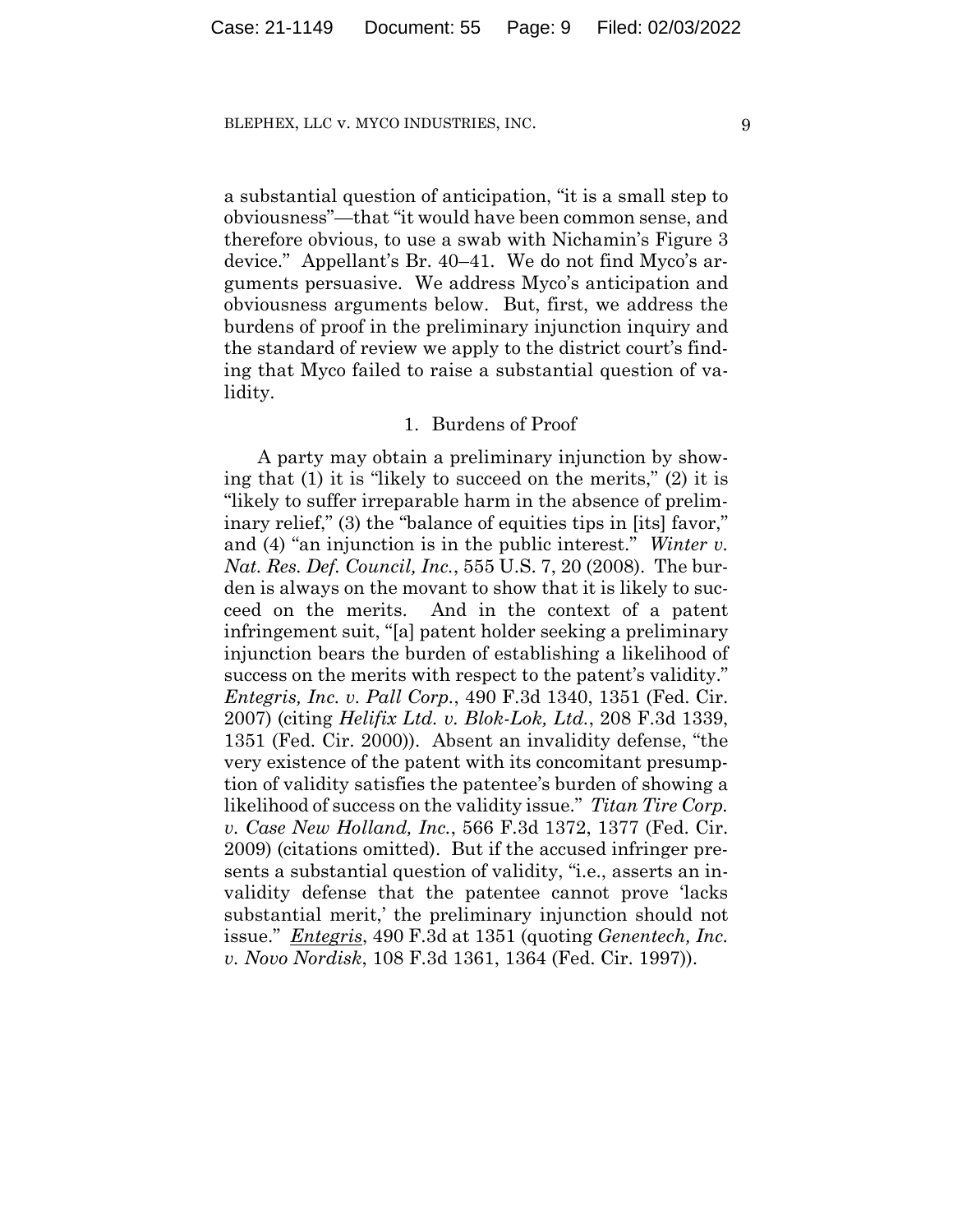a substantial question of anticipation, "it is a small step to obviousness"—that "it would have been common sense, and therefore obvious, to use a swab with Nichamin's Figure 3 device." Appellant's Br. 40–41. We do not find Myco's arguments persuasive. We address Myco's anticipation and obviousness arguments below. But, first, we address the burdens of proof in the preliminary injunction inquiry and the standard of review we apply to the district court's finding that Myco failed to raise a substantial question of validity.

### 1. Burdens of Proof

A party may obtain a preliminary injunction by showing that (1) it is "likely to succeed on the merits," (2) it is "likely to suffer irreparable harm in the absence of preliminary relief," (3) the "balance of equities tips in [its] favor," and (4) "an injunction is in the public interest." *Winter v. Nat. Res. Def. Council, Inc.*, 555 U.S. 7, 20 (2008). The burden is always on the movant to show that it is likely to succeed on the merits. And in the context of a patent infringement suit, "[a] patent holder seeking a preliminary injunction bears the burden of establishing a likelihood of success on the merits with respect to the patent's validity." *Entegris, Inc. v. Pall Corp.*, 490 F.3d 1340, 1351 (Fed. Cir. 2007) (citing *Helifix Ltd. v. Blok-Lok, Ltd.*, 208 F.3d 1339, 1351 (Fed. Cir. 2000)). Absent an invalidity defense, "the very existence of the patent with its concomitant presumption of validity satisfies the patentee's burden of showing a likelihood of success on the validity issue." *Titan Tire Corp. v. Case New Holland, Inc.*, 566 F.3d 1372, 1377 (Fed. Cir. 2009) (citations omitted). But if the accused infringer presents a substantial question of validity, "i.e., asserts an invalidity defense that the patentee cannot prove 'lacks substantial merit,' the preliminary injunction should not issue." *Entegris*, 490 F.3d at 1351 (quoting *Genentech, Inc. v. Novo Nordisk*, 108 F.3d 1361, 1364 (Fed. Cir. 1997)).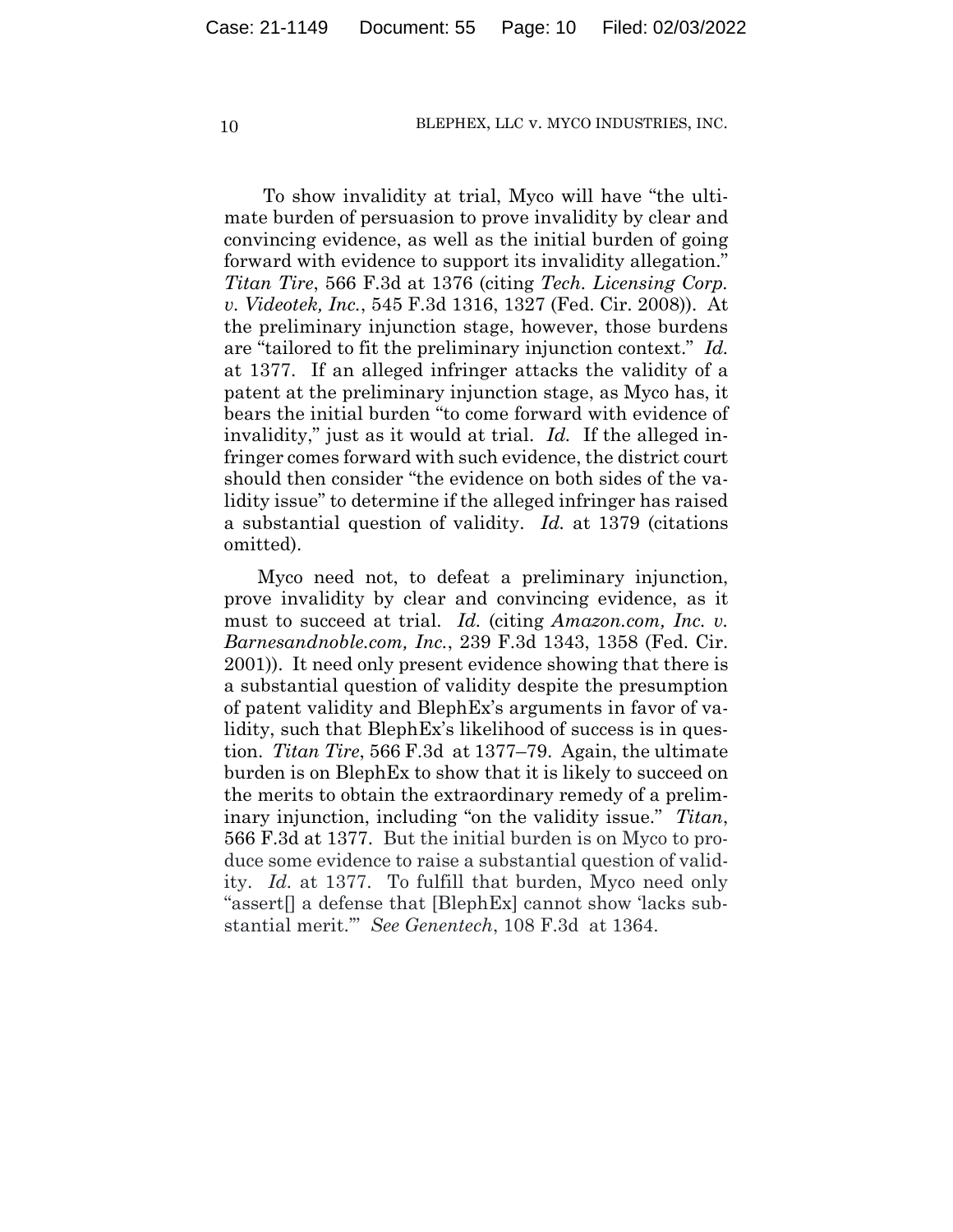To show invalidity at trial, Myco will have "the ultimate burden of persuasion to prove invalidity by clear and convincing evidence, as well as the initial burden of going forward with evidence to support its invalidity allegation." *Titan Tire*, 566 F.3d at 1376 (citing *Tech. Licensing Corp. v. Videotek, Inc.*, 545 F.3d 1316, 1327 (Fed. Cir. 2008)). At the preliminary injunction stage, however, those burdens are "tailored to fit the preliminary injunction context." *Id.* at 1377. If an alleged infringer attacks the validity of a patent at the preliminary injunction stage, as Myco has, it bears the initial burden "to come forward with evidence of invalidity," just as it would at trial. *Id.* If the alleged infringer comes forward with such evidence, the district court should then consider "the evidence on both sides of the validity issue" to determine if the alleged infringer has raised a substantial question of validity. *Id.* at 1379 (citations omitted).

Myco need not, to defeat a preliminary injunction, prove invalidity by clear and convincing evidence, as it must to succeed at trial. *Id.* (citing *Amazon.com, Inc. v. Barnesandnoble.com, Inc.*, 239 F.3d 1343, 1358 (Fed. Cir. 2001)). It need only present evidence showing that there is a substantial question of validity despite the presumption of patent validity and BlephEx's arguments in favor of validity, such that BlephEx's likelihood of success is in question. *Titan Tire*, 566 F.3d at 1377–79. Again, the ultimate burden is on BlephEx to show that it is likely to succeed on the merits to obtain the extraordinary remedy of a preliminary injunction, including "on the validity issue." *Titan*, 566 F.3d at 1377. But the initial burden is on Myco to produce some evidence to raise a substantial question of validity. *Id.* at 1377. To fulfill that burden, Myco need only "assert[] a defense that [BlephEx] cannot show 'lacks substantial merit.'" *See Genentech*, 108 F.3d at 1364.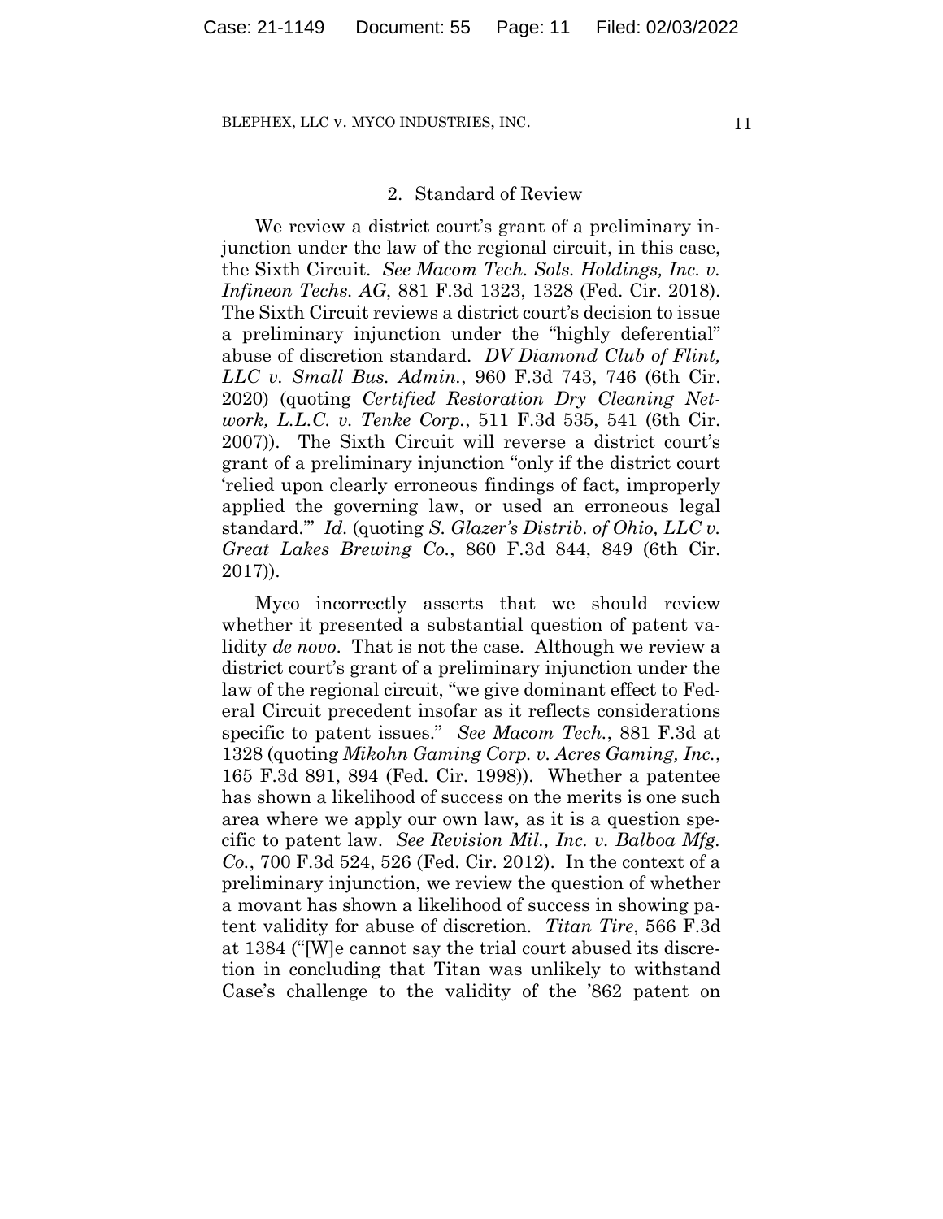### 2. Standard of Review

We review a district court's grant of a preliminary injunction under the law of the regional circuit, in this case, the Sixth Circuit. *See Macom Tech. Sols. Holdings, Inc. v. Infineon Techs. AG*, 881 F.3d 1323, 1328 (Fed. Cir. 2018). The Sixth Circuit reviews a district court's decision to issue a preliminary injunction under the "highly deferential" abuse of discretion standard. *DV Diamond Club of Flint, LLC v. Small Bus. Admin.*, 960 F.3d 743, 746 (6th Cir. 2020) (quoting *Certified Restoration Dry Cleaning Network, L.L.C. v. Tenke Corp.*, 511 F.3d 535, 541 (6th Cir. 2007)). The Sixth Circuit will reverse a district court's grant of a preliminary injunction "only if the district court 'relied upon clearly erroneous findings of fact, improperly applied the governing law, or used an erroneous legal standard.'" *Id.* (quoting *S. Glazer's Distrib. of Ohio, LLC v. Great Lakes Brewing Co.*, 860 F.3d 844, 849 (6th Cir. 2017)).

Myco incorrectly asserts that we should review whether it presented a substantial question of patent validity *de novo*. That is not the case. Although we review a district court's grant of a preliminary injunction under the law of the regional circuit, "we give dominant effect to Federal Circuit precedent insofar as it reflects considerations specific to patent issues." *See Macom Tech.*, 881 F.3d at 1328 (quoting *Mikohn Gaming Corp. v. Acres Gaming, Inc.*, 165 F.3d 891, 894 (Fed. Cir. 1998)). Whether a patentee has shown a likelihood of success on the merits is one such area where we apply our own law, as it is a question specific to patent law. *See Revision Mil., Inc. v. Balboa Mfg. Co.*, 700 F.3d 524, 526 (Fed. Cir. 2012). In the context of a preliminary injunction, we review the question of whether a movant has shown a likelihood of success in showing patent validity for abuse of discretion. *Titan Tire*, 566 F.3d at 1384 ("[W]e cannot say the trial court abused its discretion in concluding that Titan was unlikely to withstand Case's challenge to the validity of the '862 patent on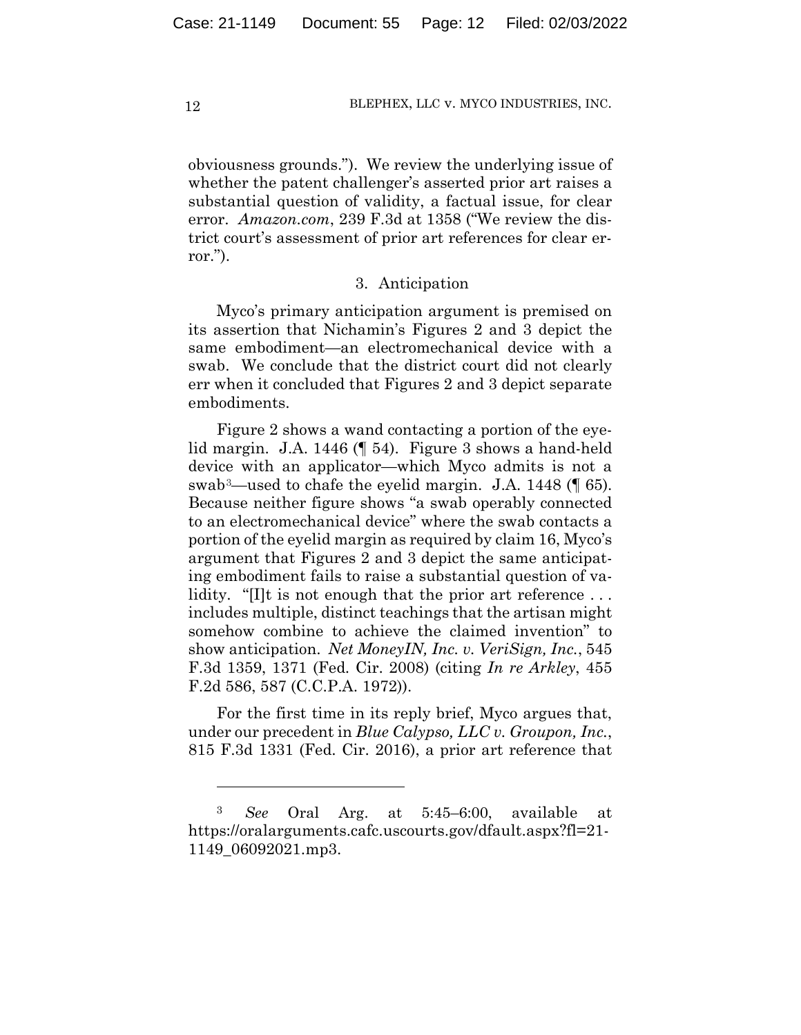obviousness grounds."). We review the underlying issue of whether the patent challenger's asserted prior art raises a substantial question of validity, a factual issue, for clear error. *Amazon.com*, 239 F.3d at 1358 ("We review the district court's assessment of prior art references for clear error.").

### 3. Anticipation

Myco's primary anticipation argument is premised on its assertion that Nichamin's Figures 2 and 3 depict the same embodiment—an electromechanical device with a swab. We conclude that the district court did not clearly err when it concluded that Figures 2 and 3 depict separate embodiments.

Figure 2 shows a wand contacting a portion of the eyelid margin. J.A. 1446 (¶ 54). Figure 3 shows a hand-held device with an applicator—which Myco admits is not a swab[3]—used to chafe the eyelid margin. J.A. 1448 (¶ 65). Because neither figure shows "a swab operably connected to an electromechanical device" where the swab contacts a portion of the eyelid margin as required by claim 16, Myco's argument that Figures 2 and 3 depict the same anticipating embodiment fails to raise a substantial question of validity. "[I]t is not enough that the prior art reference . . . includes multiple, distinct teachings that the artisan might somehow combine to achieve the claimed invention" to show anticipation. *Net MoneyIN, Inc. v. VeriSign, Inc.*, 545 F.3d 1359, 1371 (Fed. Cir. 2008) (citing *In re Arkley*, 455 F.2d 586, 587 (C.C.P.A. 1972)).

For the first time in its reply brief, Myco argues that, under our precedent in *Blue Calypso, LLC v. Groupon, Inc.*, 815 F.3d 1331 (Fed. Cir. 2016), a prior art reference that

---

[3] *See* Oral Arg. at 5:45–6:00, available at https://oralarguments.cafc.uscourts.gov/dfault.aspx?fl=21-1149_06092021.mp3.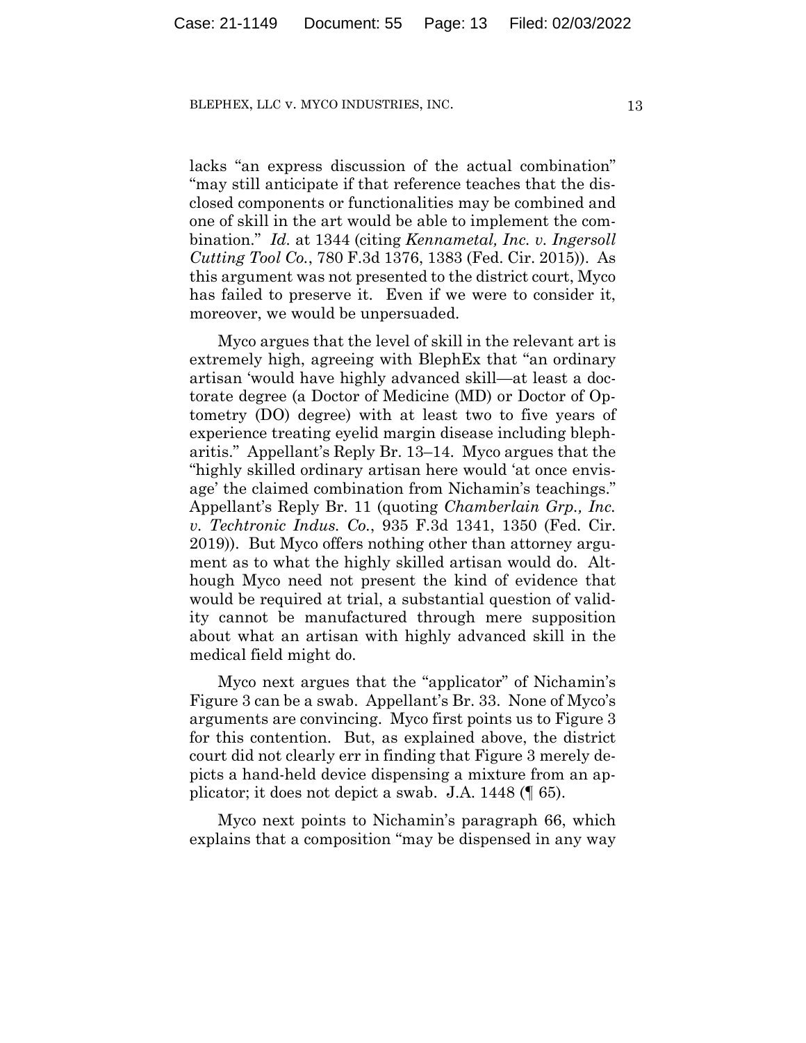lacks "an express discussion of the actual combination" "may still anticipate if that reference teaches that the disclosed components or functionalities may be combined and one of skill in the art would be able to implement the combination." *Id.* at 1344 (citing *Kennametal, Inc. v. Ingersoll Cutting Tool Co.*, 780 F.3d 1376, 1383 (Fed. Cir. 2015)). As this argument was not presented to the district court, Myco has failed to preserve it. Even if we were to consider it, moreover, we would be unpersuaded.

Myco argues that the level of skill in the relevant art is extremely high, agreeing with BlephEx that "an ordinary artisan 'would have highly advanced skill—at least a doctorate degree (a Doctor of Medicine (MD) or Doctor of Optometry (DO) degree) with at least two to five years of experience treating eyelid margin disease including blepharitis." Appellant's Reply Br. 13–14. Myco argues that the "highly skilled ordinary artisan here would 'at once envisage' the claimed combination from Nichamin's teachings." Appellant's Reply Br. 11 (quoting *Chamberlain Grp., Inc. v. Techtronic Indus. Co.*, 935 F.3d 1341, 1350 (Fed. Cir. 2019)). But Myco offers nothing other than attorney argument as to what the highly skilled artisan would do. Although Myco need not present the kind of evidence that would be required at trial, a substantial question of validity cannot be manufactured through mere supposition about what an artisan with highly advanced skill in the medical field might do.

Myco next argues that the "applicator" of Nichamin's Figure 3 can be a swab. Appellant's Br. 33. None of Myco's arguments are convincing. Myco first points us to Figure 3 for this contention. But, as explained above, the district court did not clearly err in finding that Figure 3 merely depicts a hand-held device dispensing a mixture from an applicator; it does not depict a swab. J.A. 1448 (¶ 65).

Myco next points to Nichamin's paragraph 66, which explains that a composition "may be dispensed in any way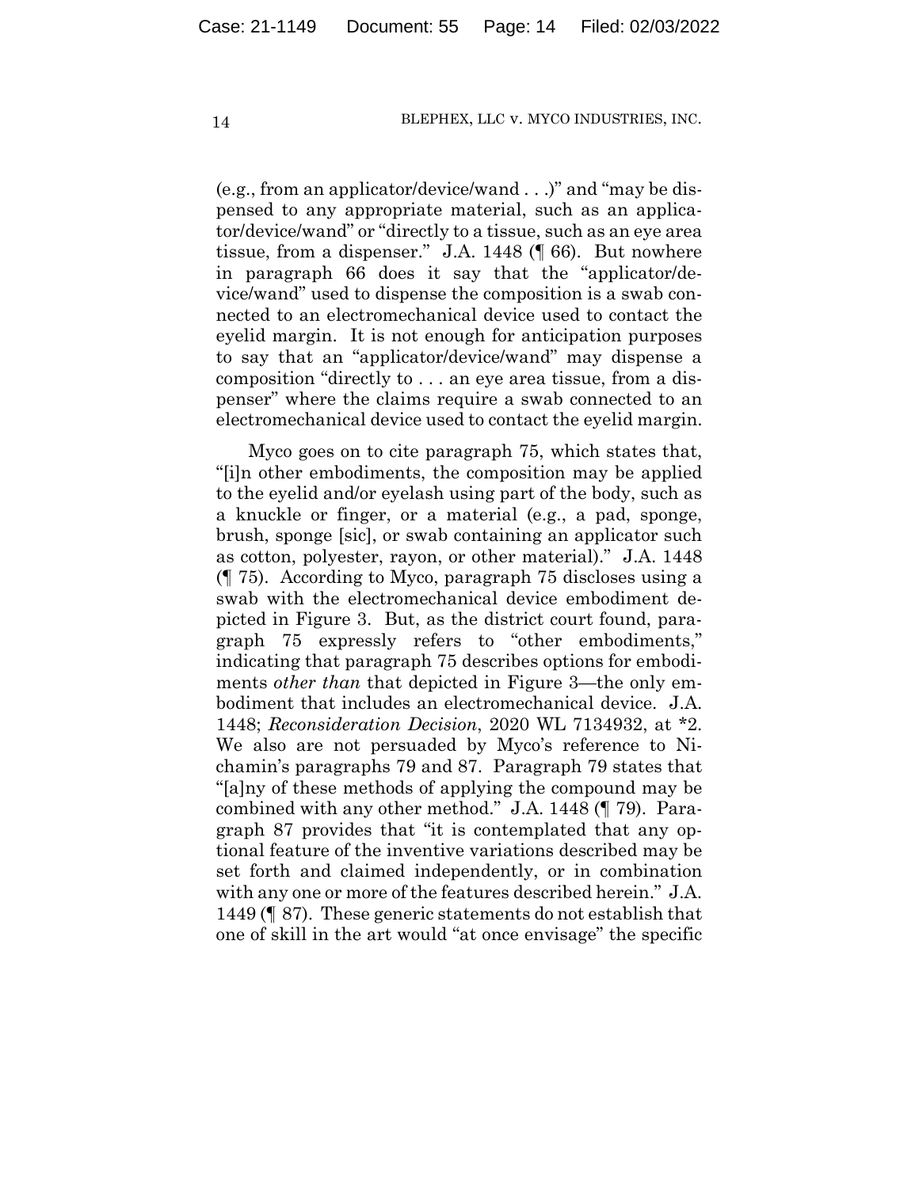(e.g., from an applicator/device/wand . . .)" and "may be dispensed to any appropriate material, such as an applicator/device/wand" or "directly to a tissue, such as an eye area tissue, from a dispenser." J.A. 1448 (¶ 66). But nowhere in paragraph 66 does it say that the "applicator/device/wand" used to dispense the composition is a swab connected to an electromechanical device used to contact the eyelid margin. It is not enough for anticipation purposes to say that an "applicator/device/wand" may dispense a composition "directly to . . . an eye area tissue, from a dispenser" where the claims require a swab connected to an electromechanical device used to contact the eyelid margin.

Myco goes on to cite paragraph 75, which states that, "[i]n other embodiments, the composition may be applied to the eyelid and/or eyelash using part of the body, such as a knuckle or finger, or a material (e.g., a pad, sponge, brush, sponge [sic], or swab containing an applicator such as cotton, polyester, rayon, or other material)." J.A. 1448 (¶ 75). According to Myco, paragraph 75 discloses using a swab with the electromechanical device embodiment depicted in Figure 3. But, as the district court found, paragraph 75 expressly refers to "other embodiments," indicating that paragraph 75 describes options for embodiments *other than* that depicted in Figure 3—the only embodiment that includes an electromechanical device. J.A. 1448; *Reconsideration Decision*, 2020 WL 7134932, at *2. We also are not persuaded by Myco's reference to Nichamin's paragraphs 79 and 87. Paragraph 79 states that "[a]ny of these methods of applying the compound may be combined with any other method." J.A. 1448 (¶ 79). Paragraph 87 provides that "it is contemplated that any optional feature of the inventive variations described may be set forth and claimed independently, or in combination with any one or more of the features described herein." J.A. 1449 (¶ 87). These generic statements do not establish that one of skill in the art would "at once envisage" the specific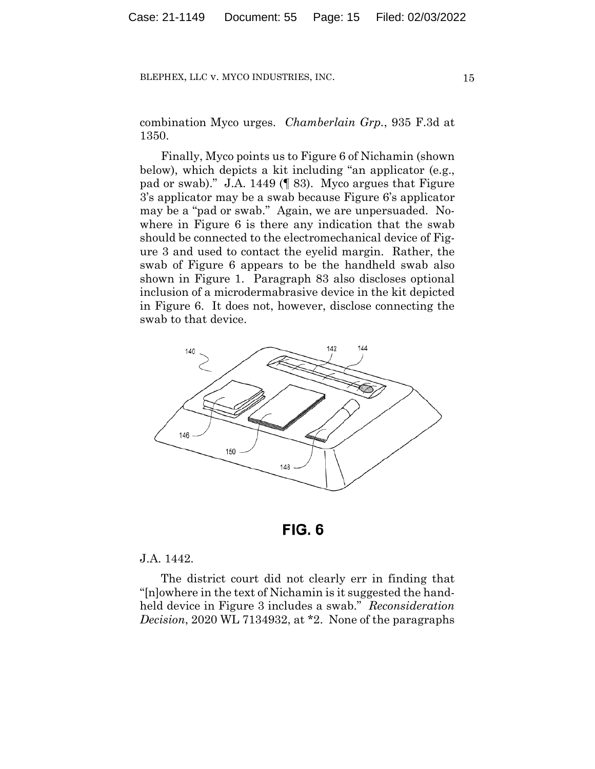combination Myco urges. *Chamberlain Grp.*, 935 F.3d at 1350.

Finally, Myco points us to Figure 6 of Nichamin (shown below), which depicts a kit including "an applicator (e.g., pad or swab)." J.A. 1449 (¶ 83). Myco argues that Figure 3's applicator may be a swab because Figure 6's applicator may be a "pad or swab." Again, we are unpersuaded. Nowhere in Figure 6 is there any indication that the swab should be connected to the electromechanical device of Figure 3 and used to contact the eyelid margin. Rather, the swab of Figure 6 appears to be the handheld swab also shown in Figure 1. Paragraph 83 also discloses optional inclusion of a microdermabrasive device in the kit depicted in Figure 6. It does not, however, disclose connecting the swab to that device.

**FIG. 6**

J.A. 1442.

The district court did not clearly err in finding that "[n]owhere in the text of Nichamin is it suggested the handheld device in Figure 3 includes a swab." *Reconsideration Decision*, 2020 WL 7134932, at *2. None of the paragraphs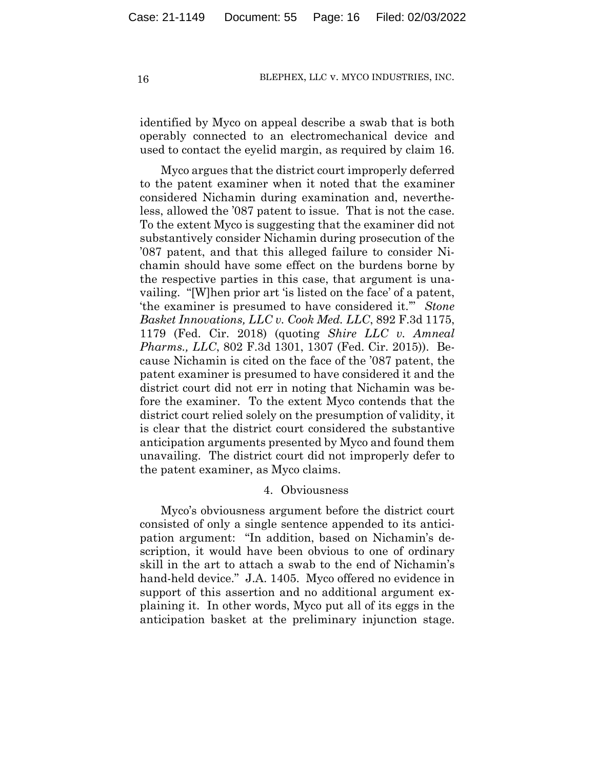identified by Myco on appeal describe a swab that is both operably connected to an electromechanical device and used to contact the eyelid margin, as required by claim 16.

Myco argues that the district court improperly deferred to the patent examiner when it noted that the examiner considered Nichamin during examination and, nevertheless, allowed the '087 patent to issue. That is not the case. To the extent Myco is suggesting that the examiner did not substantively consider Nichamin during prosecution of the '087 patent, and that this alleged failure to consider Nichamin should have some effect on the burdens borne by the respective parties in this case, that argument is unavailing. "[W]hen prior art 'is listed on the face' of a patent, 'the examiner is presumed to have considered it.'" *Stone Basket Innovations, LLC v. Cook Med. LLC*, 892 F.3d 1175, 1179 (Fed. Cir. 2018) (quoting *Shire LLC v. Amneal Pharms., LLC*, 802 F.3d 1301, 1307 (Fed. Cir. 2015)). Because Nichamin is cited on the face of the '087 patent, the patent examiner is presumed to have considered it and the district court did not err in noting that Nichamin was before the examiner. To the extent Myco contends that the district court relied solely on the presumption of validity, it is clear that the district court considered the substantive anticipation arguments presented by Myco and found them unavailing. The district court did not improperly defer to the patent examiner, as Myco claims.

#### 4. Obviousness

Myco's obviousness argument before the district court consisted of only a single sentence appended to its anticipation argument: "In addition, based on Nichamin's description, it would have been obvious to one of ordinary skill in the art to attach a swab to the end of Nichamin's hand-held device." J.A. 1405. Myco offered no evidence in support of this assertion and no additional argument explaining it. In other words, Myco put all of its eggs in the anticipation basket at the preliminary injunction stage.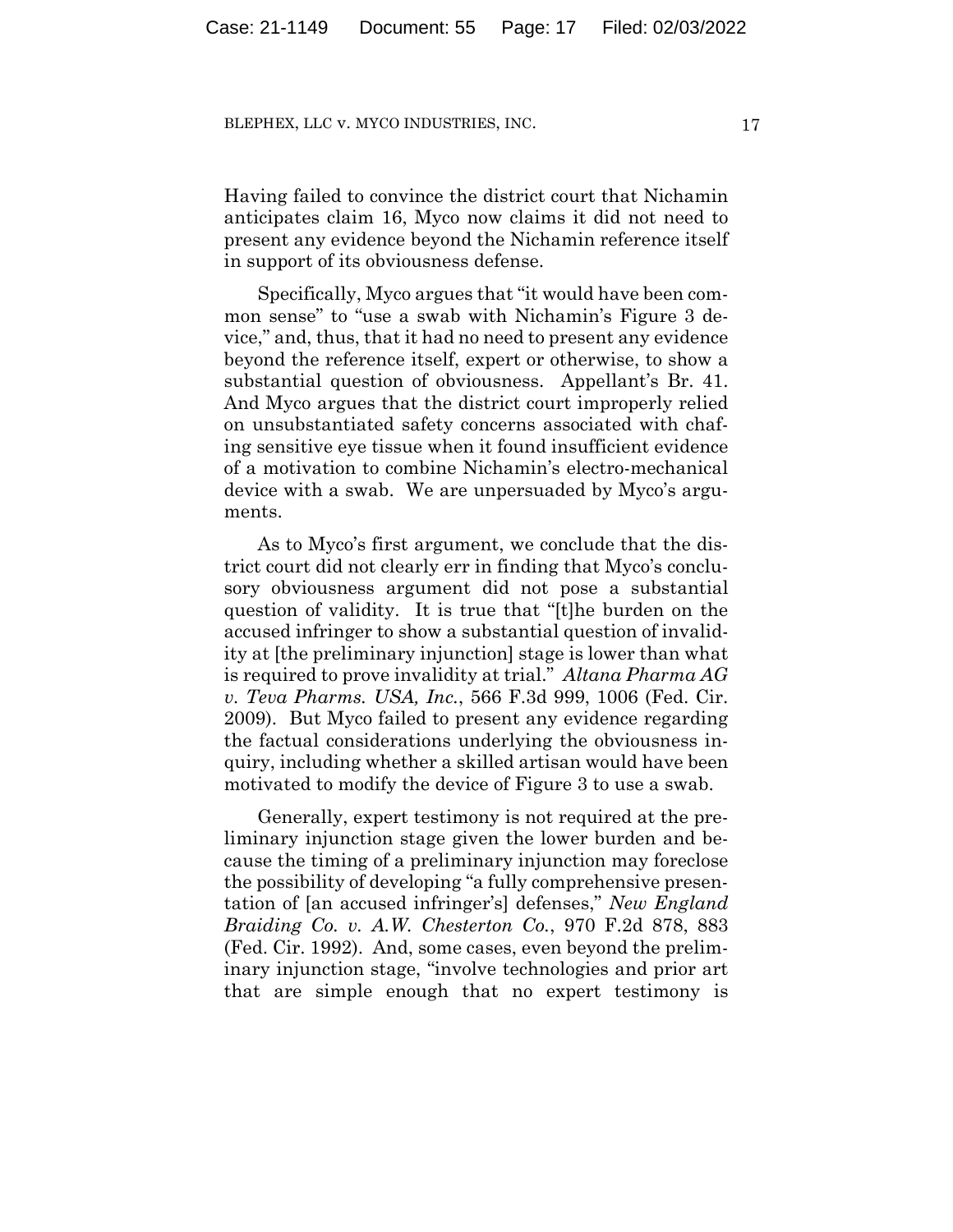Having failed to convince the district court that Nichamin anticipates claim 16, Myco now claims it did not need to present any evidence beyond the Nichamin reference itself in support of its obviousness defense.

Specifically, Myco argues that "it would have been common sense" to "use a swab with Nichamin's Figure 3 device," and, thus, that it had no need to present any evidence beyond the reference itself, expert or otherwise, to show a substantial question of obviousness. Appellant's Br. 41. And Myco argues that the district court improperly relied on unsubstantiated safety concerns associated with chafing sensitive eye tissue when it found insufficient evidence of a motivation to combine Nichamin's electro-mechanical device with a swab. We are unpersuaded by Myco's arguments.

As to Myco's first argument, we conclude that the district court did not clearly err in finding that Myco's conclusory obviousness argument did not pose a substantial question of validity. It is true that "[t]he burden on the accused infringer to show a substantial question of invalidity at [the preliminary injunction] stage is lower than what is required to prove invalidity at trial." *Altana Pharma AG v. Teva Pharms. USA, Inc.*, 566 F.3d 999, 1006 (Fed. Cir. 2009). But Myco failed to present any evidence regarding the factual considerations underlying the obviousness inquiry, including whether a skilled artisan would have been motivated to modify the device of Figure 3 to use a swab.

Generally, expert testimony is not required at the preliminary injunction stage given the lower burden and because the timing of a preliminary injunction may foreclose the possibility of developing "a fully comprehensive presentation of [an accused infringer's] defenses," *New England Braiding Co. v. A.W. Chesterton Co.*, 970 F.2d 878, 883 (Fed. Cir. 1992). And, some cases, even beyond the preliminary injunction stage, "involve technologies and prior art that are simple enough that no expert testimony is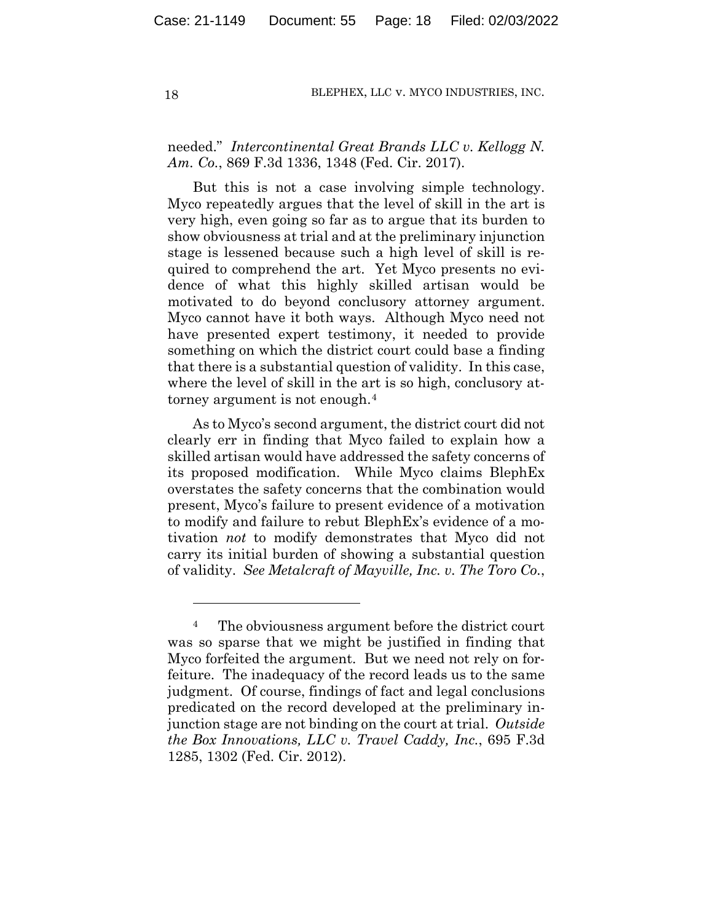needed." *Intercontinental Great Brands LLC v. Kellogg N. Am. Co.*, 869 F.3d 1336, 1348 (Fed. Cir. 2017).

But this is not a case involving simple technology. Myco repeatedly argues that the level of skill in the art is very high, even going so far as to argue that its burden to show obviousness at trial and at the preliminary injunction stage is lessened because such a high level of skill is required to comprehend the art. Yet Myco presents no evidence of what this highly skilled artisan would be motivated to do beyond conclusory attorney argument. Myco cannot have it both ways. Although Myco need not have presented expert testimony, it needed to provide something on which the district court could base a finding that there is a substantial question of validity. In this case, where the level of skill in the art is so high, conclusory attorney argument is not enough.[4]

As to Myco's second argument, the district court did not clearly err in finding that Myco failed to explain how a skilled artisan would have addressed the safety concerns of its proposed modification. While Myco claims BlephEx overstates the safety concerns that the combination would present, Myco's failure to present evidence of a motivation to modify and failure to rebut BlephEx's evidence of a motivation *not* to modify demonstrates that Myco did not carry its initial burden of showing a substantial question of validity. *See Metalcraft of Mayville, Inc. v. The Toro Co.*,

---

[4] The obviousness argument before the district court was so sparse that we might be justified in finding that Myco forfeited the argument. But we need not rely on forfeiture. The inadequacy of the record leads us to the same judgment. Of course, findings of fact and legal conclusions predicated on the record developed at the preliminary injunction stage are not binding on the court at trial. *Outside the Box Innovations, LLC v. Travel Caddy, Inc.*, 695 F.3d 1285, 1302 (Fed. Cir. 2012).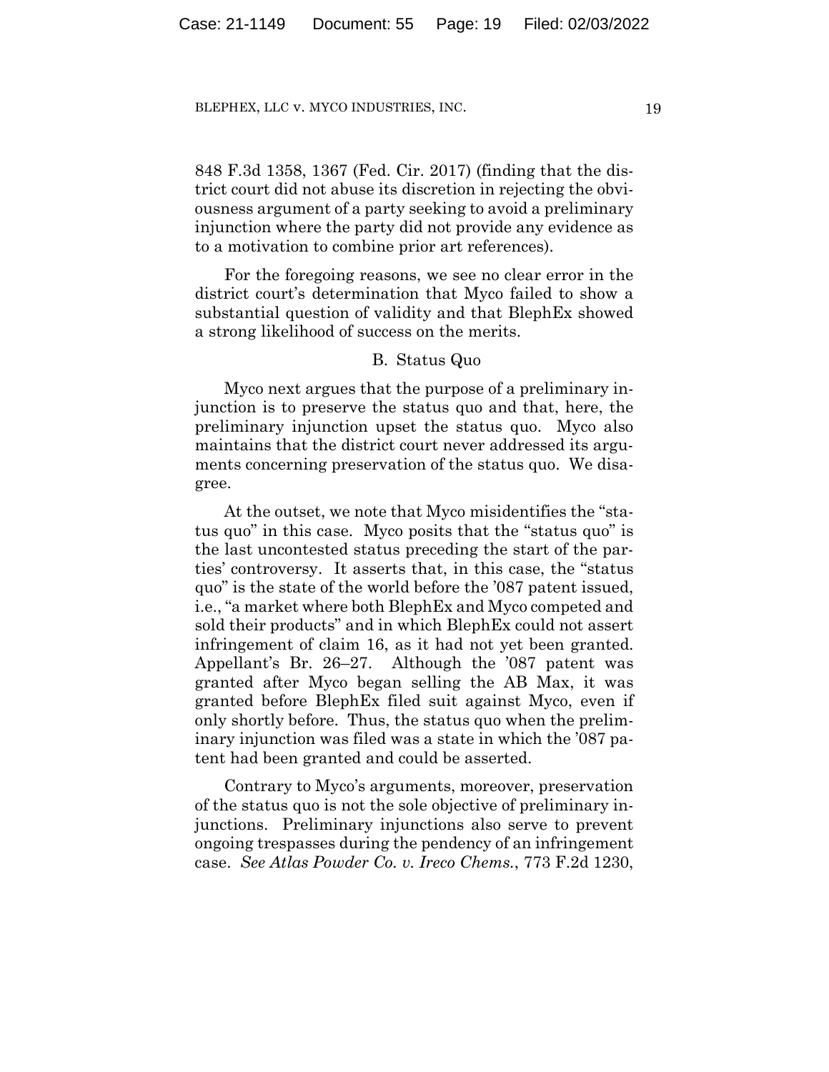848 F.3d 1358, 1367 (Fed. Cir. 2017) (finding that the district court did not abuse its discretion in rejecting the obviousness argument of a party seeking to avoid a preliminary injunction where the party did not provide any evidence as to a motivation to combine prior art references).

For the foregoing reasons, we see no clear error in the district court's determination that Myco failed to show a substantial question of validity and that BlephEx showed a strong likelihood of success on the merits.

### B. Status Quo

Myco next argues that the purpose of a preliminary injunction is to preserve the status quo and that, here, the preliminary injunction upset the status quo. Myco also maintains that the district court never addressed its arguments concerning preservation of the status quo. We disagree.

At the outset, we note that Myco misidentifies the "status quo" in this case. Myco posits that the "status quo" is the last uncontested status preceding the start of the parties' controversy. It asserts that, in this case, the "status quo" is the state of the world before the '087 patent issued, i.e., "a market where both BlephEx and Myco competed and sold their products" and in which BlephEx could not assert infringement of claim 16, as it had not yet been granted. Appellant's Br. 26–27. Although the '087 patent was granted after Myco began selling the AB Max, it was granted before BlephEx filed suit against Myco, even if only shortly before. Thus, the status quo when the preliminary injunction was filed was a state in which the '087 patent had been granted and could be asserted.

Contrary to Myco's arguments, moreover, preservation of the status quo is not the sole objective of preliminary injunctions. Preliminary injunctions also serve to prevent ongoing trespasses during the pendency of an infringement case. *See Atlas Powder Co. v. Ireco Chems.*, 773 F.2d 1230,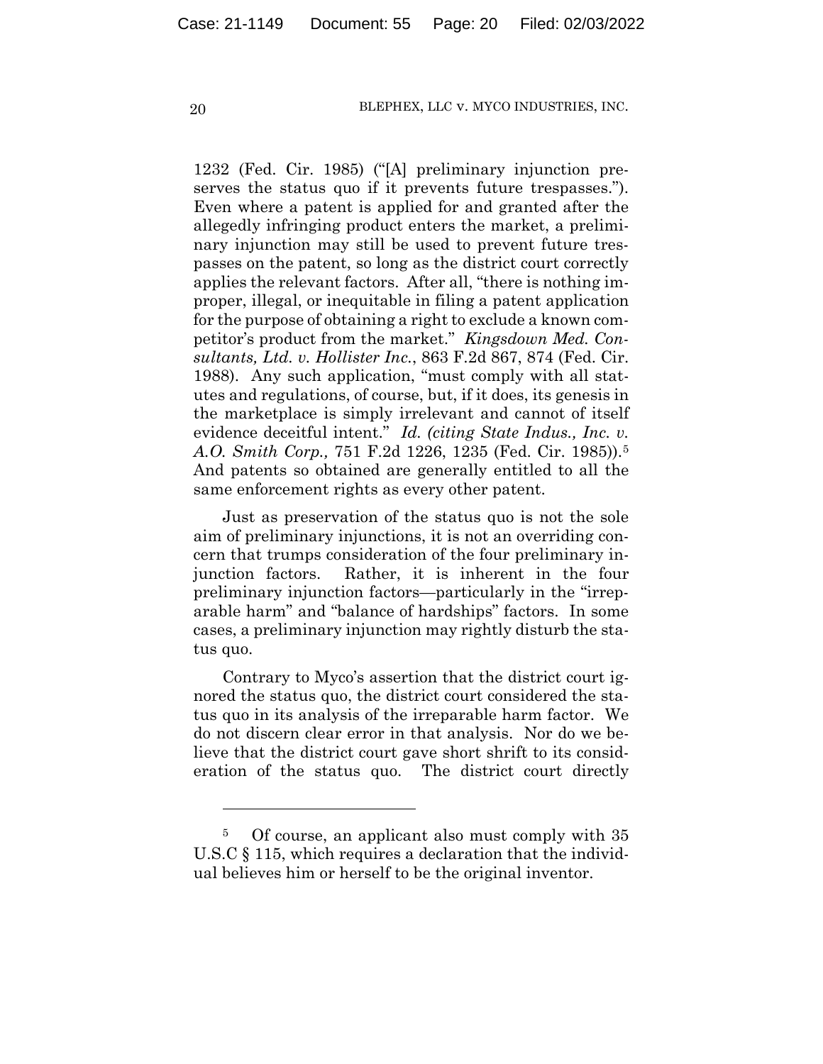1232 (Fed. Cir. 1985) ("[A] preliminary injunction preserves the status quo if it prevents future trespasses."). Even where a patent is applied for and granted after the allegedly infringing product enters the market, a preliminary injunction may still be used to prevent future trespasses on the patent, so long as the district court correctly applies the relevant factors. After all, "there is nothing improper, illegal, or inequitable in filing a patent application for the purpose of obtaining a right to exclude a known competitor's product from the market." *Kingsdown Med. Consultants, Ltd. v. Hollister Inc.*, 863 F.2d 867, 874 (Fed. Cir. 1988). Any such application, "must comply with all statutes and regulations, of course, but, if it does, its genesis in the marketplace is simply irrelevant and cannot of itself evidence deceitful intent." *Id. (citing State Indus., Inc. v. A.O. Smith Corp.,* 751 F.2d 1226, 1235 (Fed. Cir. 1985)).[5] And patents so obtained are generally entitled to all the same enforcement rights as every other patent.

Just as preservation of the status quo is not the sole aim of preliminary injunctions, it is not an overriding concern that trumps consideration of the four preliminary injunction factors. Rather, it is inherent in the four preliminary injunction factors—particularly in the "irreparable harm" and "balance of hardships" factors. In some cases, a preliminary injunction may rightly disturb the status quo.

Contrary to Myco's assertion that the district court ignored the status quo, the district court considered the status quo in its analysis of the irreparable harm factor. We do not discern clear error in that analysis. Nor do we believe that the district court gave short shrift to its consideration of the status quo. The district court directly

---

[5] Of course, an applicant also must comply with 35 U.S.C § 115, which requires a declaration that the individual believes him or herself to be the original inventor.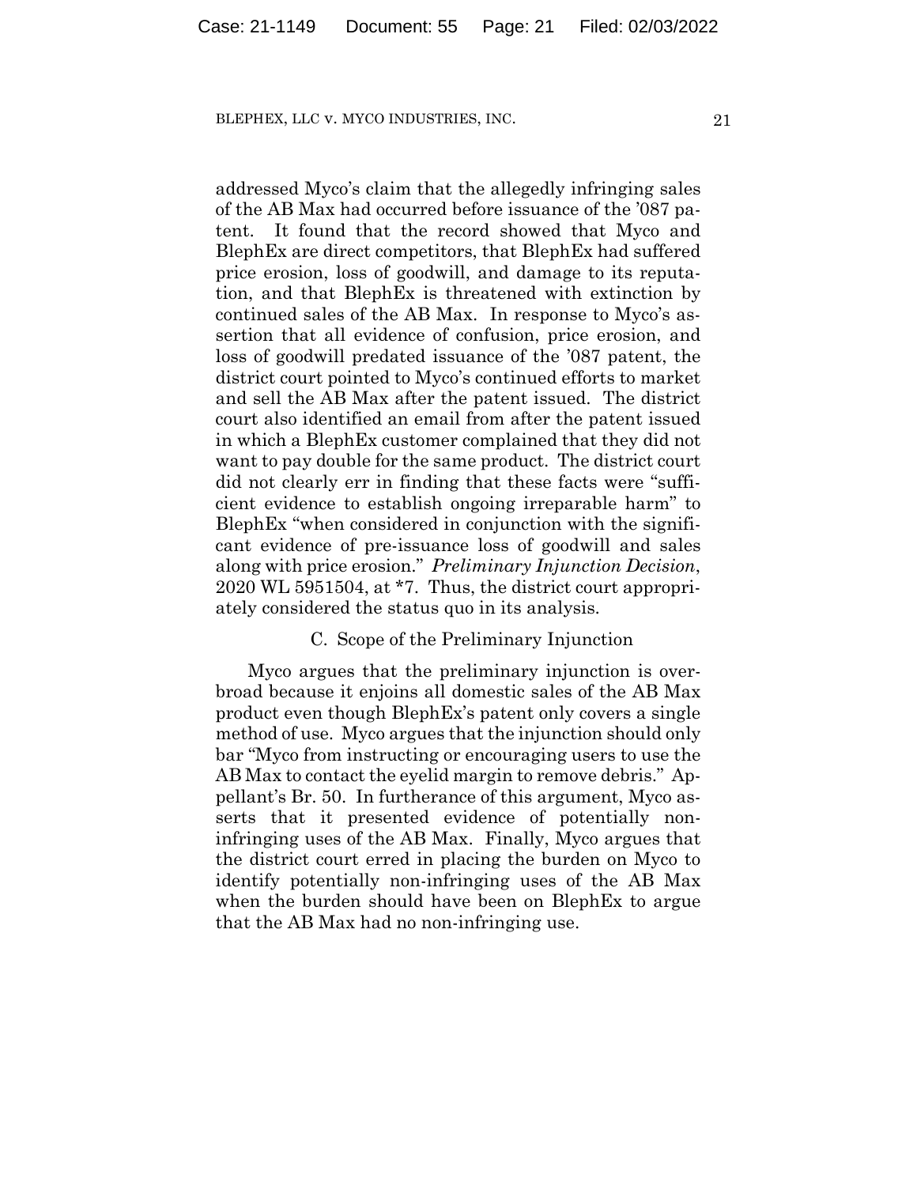addressed Myco's claim that the allegedly infringing sales of the AB Max had occurred before issuance of the '087 patent. It found that the record showed that Myco and BlephEx are direct competitors, that BlephEx had suffered price erosion, loss of goodwill, and damage to its reputation, and that BlephEx is threatened with extinction by continued sales of the AB Max. In response to Myco's assertion that all evidence of confusion, price erosion, and loss of goodwill predated issuance of the '087 patent, the district court pointed to Myco's continued efforts to market and sell the AB Max after the patent issued. The district court also identified an email from after the patent issued in which a BlephEx customer complained that they did not want to pay double for the same product. The district court did not clearly err in finding that these facts were "sufficient evidence to establish ongoing irreparable harm" to BlephEx "when considered in conjunction with the significant evidence of pre-issuance loss of goodwill and sales along with price erosion." *Preliminary Injunction Decision*, 2020 WL 5951504, at *7. Thus, the district court appropriately considered the status quo in its analysis.

### C. Scope of the Preliminary Injunction

Myco argues that the preliminary injunction is overbroad because it enjoins all domestic sales of the AB Max product even though BlephEx's patent only covers a single method of use. Myco argues that the injunction should only bar "Myco from instructing or encouraging users to use the AB Max to contact the eyelid margin to remove debris." Appellant's Br. 50. In furtherance of this argument, Myco asserts that it presented evidence of potentially non-infringing uses of the AB Max. Finally, Myco argues that the district court erred in placing the burden on Myco to identify potentially non-infringing uses of the AB Max when the burden should have been on BlephEx to argue that the AB Max had no non-infringing use.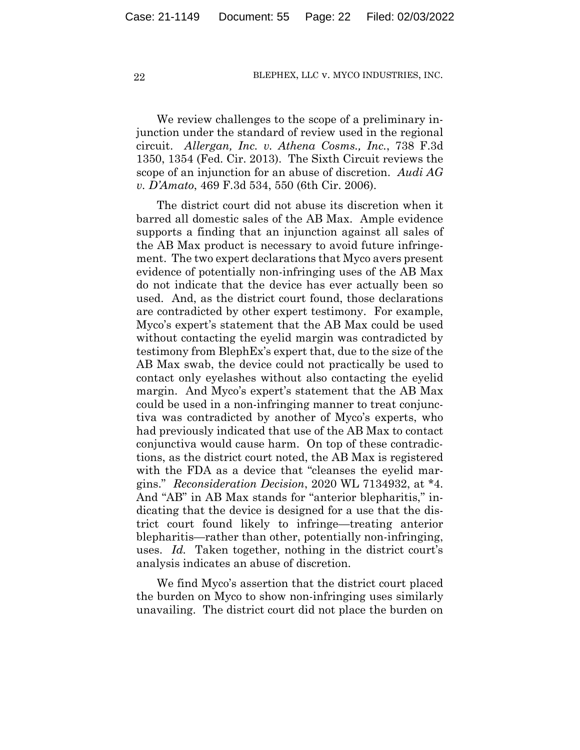We review challenges to the scope of a preliminary injunction under the standard of review used in the regional circuit. *Allergan, Inc. v. Athena Cosms., Inc.*, 738 F.3d 1350, 1354 (Fed. Cir. 2013). The Sixth Circuit reviews the scope of an injunction for an abuse of discretion. *Audi AG v. D'Amato*, 469 F.3d 534, 550 (6th Cir. 2006).

The district court did not abuse its discretion when it barred all domestic sales of the AB Max. Ample evidence supports a finding that an injunction against all sales of the AB Max product is necessary to avoid future infringement. The two expert declarations that Myco avers present evidence of potentially non-infringing uses of the AB Max do not indicate that the device has ever actually been so used. And, as the district court found, those declarations are contradicted by other expert testimony. For example, Myco's expert's statement that the AB Max could be used without contacting the eyelid margin was contradicted by testimony from BlephEx's expert that, due to the size of the AB Max swab, the device could not practically be used to contact only eyelashes without also contacting the eyelid margin. And Myco's expert's statement that the AB Max could be used in a non-infringing manner to treat conjunctiva was contradicted by another of Myco's experts, who had previously indicated that use of the AB Max to contact conjunctiva would cause harm. On top of these contradictions, as the district court noted, the AB Max is registered with the FDA as a device that "cleanses the eyelid margins." *Reconsideration Decision*, 2020 WL 7134932, at *4. And "AB" in AB Max stands for "anterior blepharitis," indicating that the device is designed for a use that the district court found likely to infringe—treating anterior blepharitis—rather than other, potentially non-infringing, uses. *Id.* Taken together, nothing in the district court's analysis indicates an abuse of discretion.

We find Myco's assertion that the district court placed the burden on Myco to show non-infringing uses similarly unavailing. The district court did not place the burden on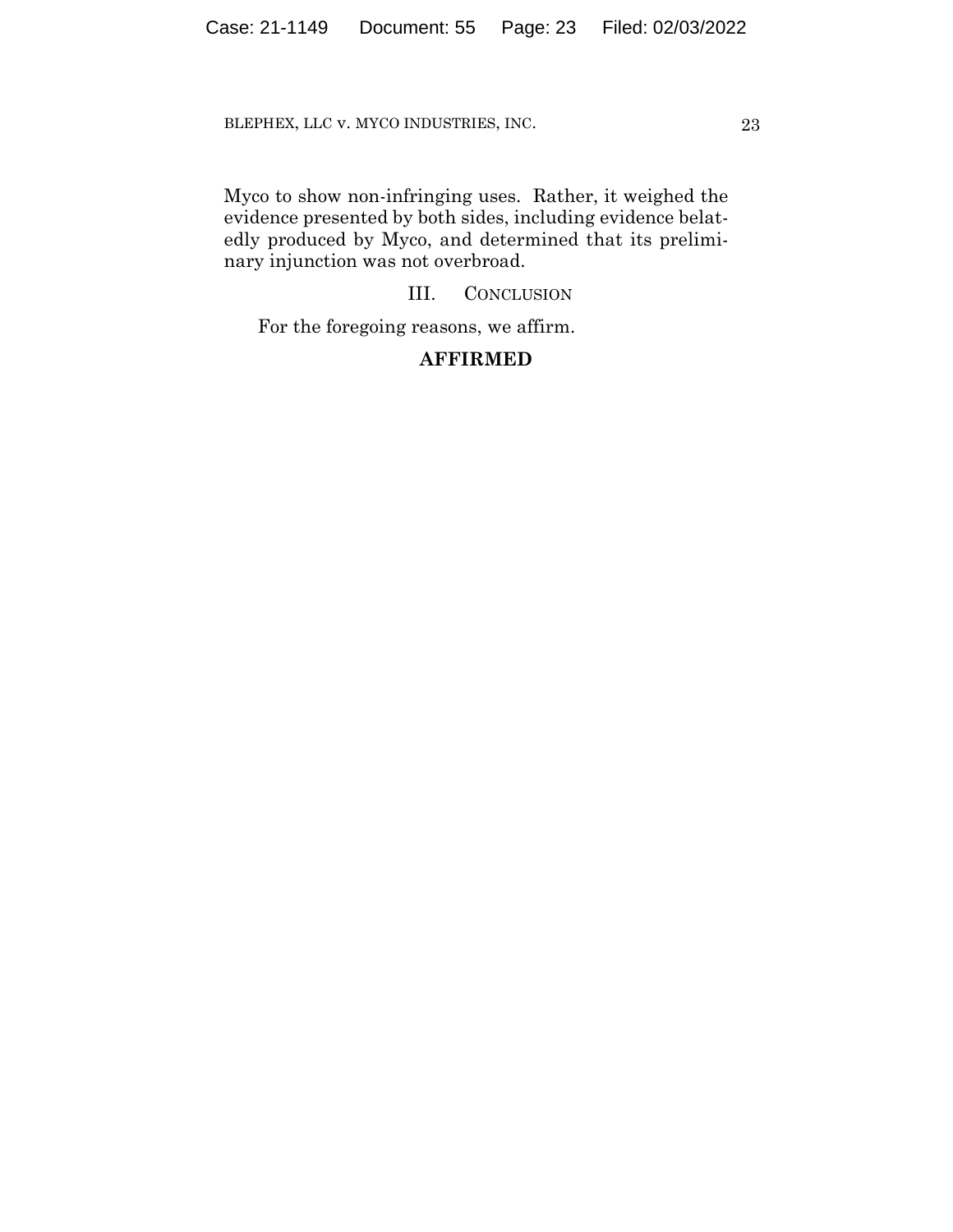Myco to show non-infringing uses. Rather, it weighed the evidence presented by both sides, including evidence belatedly produced by Myco, and determined that its preliminary injunction was not overbroad.

## III. CONCLUSION

For the foregoing reasons, we affirm.

**AFFIRMED**